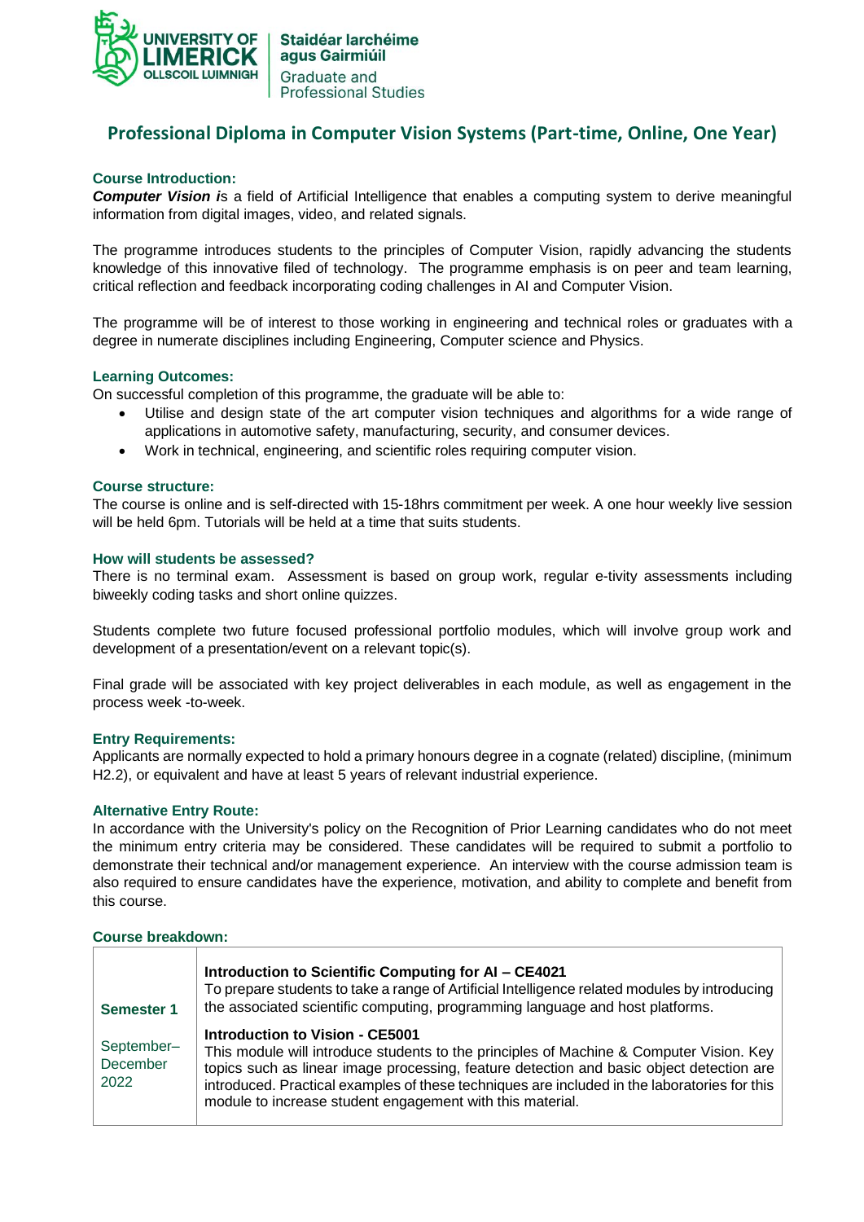UNIVERSITY OF LIMERICK
OLLSCOIL LUIMNIGH

Staidéar Iarchéime agus Gairmiúil
Graduate and Professional Studies

# Professional Diploma in Computer Vision Systems (Part-time, Online, One Year)

### Course Introduction:

***Computer Vision*** *i*s a field of Artificial Intelligence that enables a computing system to derive meaningful information from digital images, video, and related signals.

The programme introduces students to the principles of Computer Vision, rapidly advancing the students knowledge of this innovative filed of technology. The programme emphasis is on peer and team learning, critical reflection and feedback incorporating coding challenges in AI and Computer Vision.

The programme will be of interest to those working in engineering and technical roles or graduates with a degree in numerate disciplines including Engineering, Computer science and Physics.

### Learning Outcomes:

On successful completion of this programme, the graduate will be able to:

- Utilise and design state of the art computer vision techniques and algorithms for a wide range of applications in automotive safety, manufacturing, security, and consumer devices.
- Work in technical, engineering, and scientific roles requiring computer vision.

### Course structure:

The course is online and is self-directed with 15-18hrs commitment per week. A one hour weekly live session will be held 6pm. Tutorials will be held at a time that suits students.

### How will students be assessed?

There is no terminal exam. Assessment is based on group work, regular e-tivity assessments including biweekly coding tasks and short online quizzes.

Students complete two future focused professional portfolio modules, which will involve group work and development of a presentation/event on a relevant topic(s).

Final grade will be associated with key project deliverables in each module, as well as engagement in the process week -to-week.

### Entry Requirements:

Applicants are normally expected to hold a primary honours degree in a cognate (related) discipline, (minimum H2.2), or equivalent and have at least 5 years of relevant industrial experience.

### Alternative Entry Route:

In accordance with the University's policy on the Recognition of Prior Learning candidates who do not meet the minimum entry criteria may be considered. These candidates will be required to submit a portfolio to demonstrate their technical and/or management experience. An interview with the course admission team is also required to ensure candidates have the experience, motivation, and ability to complete and benefit from this course.

### Course breakdown:

| | |
|---|---|
| **Semester 1**<br><br>September–December 2022 | **Introduction to Scientific Computing for AI – CE4021**<br>To prepare students to take a range of Artificial Intelligence related modules by introducing the associated scientific computing, programming language and host platforms.<br><br>**Introduction to Vision - CE5001**<br>This module will introduce students to the principles of Machine & Computer Vision. Key topics such as linear image processing, feature detection and basic object detection are introduced. Practical examples of these techniques are included in the laboratories for this module to increase student engagement with this material. |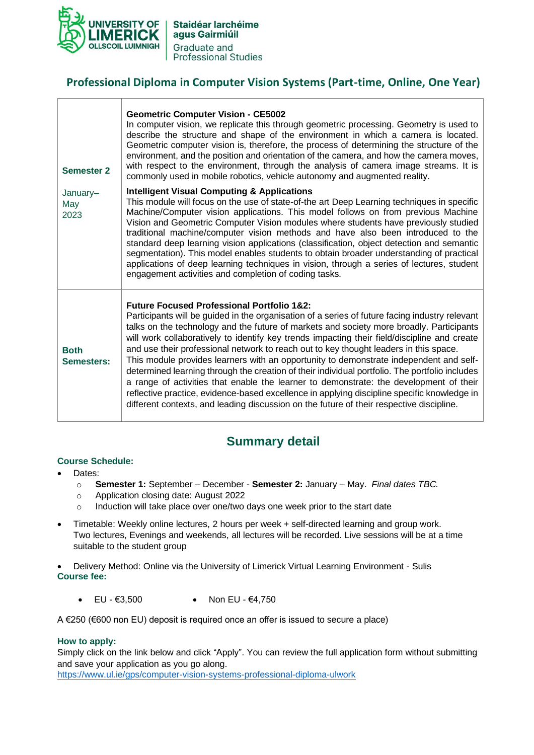## Professional Diploma in Computer Vision Systems (Part-time, Online, One Year)

| | |
|---|---|
| **Semester 2**<br><br>January–May 2023 | **Geometric Computer Vision - CE5002**<br>In computer vision, we replicate this through geometric processing. Geometry is used to describe the structure and shape of the environment in which a camera is located. Geometric computer vision is, therefore, the process of determining the structure of the environment, and the position and orientation of the camera, and how the camera moves, with respect to the environment, through the analysis of camera image streams. It is commonly used in mobile robotics, vehicle autonomy and augmented reality.<br><br>**Intelligent Visual Computing & Applications**<br>This module will focus on the use of state-of-the art Deep Learning techniques in specific Machine/Computer vision applications. This model follows on from previous Machine Vision and Geometric Computer Vision modules where students have previously studied traditional machine/computer vision methods and have also been introduced to the standard deep learning vision applications (classification, object detection and semantic segmentation). This model enables students to obtain broader understanding of practical applications of deep learning techniques in vision, through a series of lectures, student engagement activities and completion of coding tasks. |
| **Both Semesters:** | **Future Focused Professional Portfolio 1&2:**<br>Participants will be guided in the organisation of a series of future facing industry relevant talks on the technology and the future of markets and society more broadly. Participants will work collaboratively to identify key trends impacting their field/discipline and create and use their professional network to reach out to key thought leaders in this space.<br>This module provides learners with an opportunity to demonstrate independent and self-determined learning through the creation of their individual portfolio. The portfolio includes a range of activities that enable the learner to demonstrate: the development of their reflective practice, evidence-based excellence in applying discipline specific knowledge in different contexts, and leading discussion on the future of their respective discipline. |

## Summary detail

**Course Schedule:**

- Dates:
  - **Semester 1:** September – December - **Semester 2:** January – May. *Final dates TBC.*
  - Application closing date: August 2022
  - Induction will take place over one/two days one week prior to the start date
- Timetable: Weekly online lectures, 2 hours per week + self-directed learning and group work. Two lectures, Evenings and weekends, all lectures will be recorded. Live sessions will be at a time suitable to the student group
- Delivery Method: Online via the University of Limerick Virtual Learning Environment - Sulis

**Course fee:**

- EU - €3,500
- Non EU - €4,750

A €250 (€600 non EU) deposit is required once an offer is issued to secure a place)

**How to apply:**

Simply click on the link below and click “Apply”. You can review the full application form without submitting and save your application as you go along.
https://www.ul.ie/gps/computer-vision-systems-professional-diploma-ulwork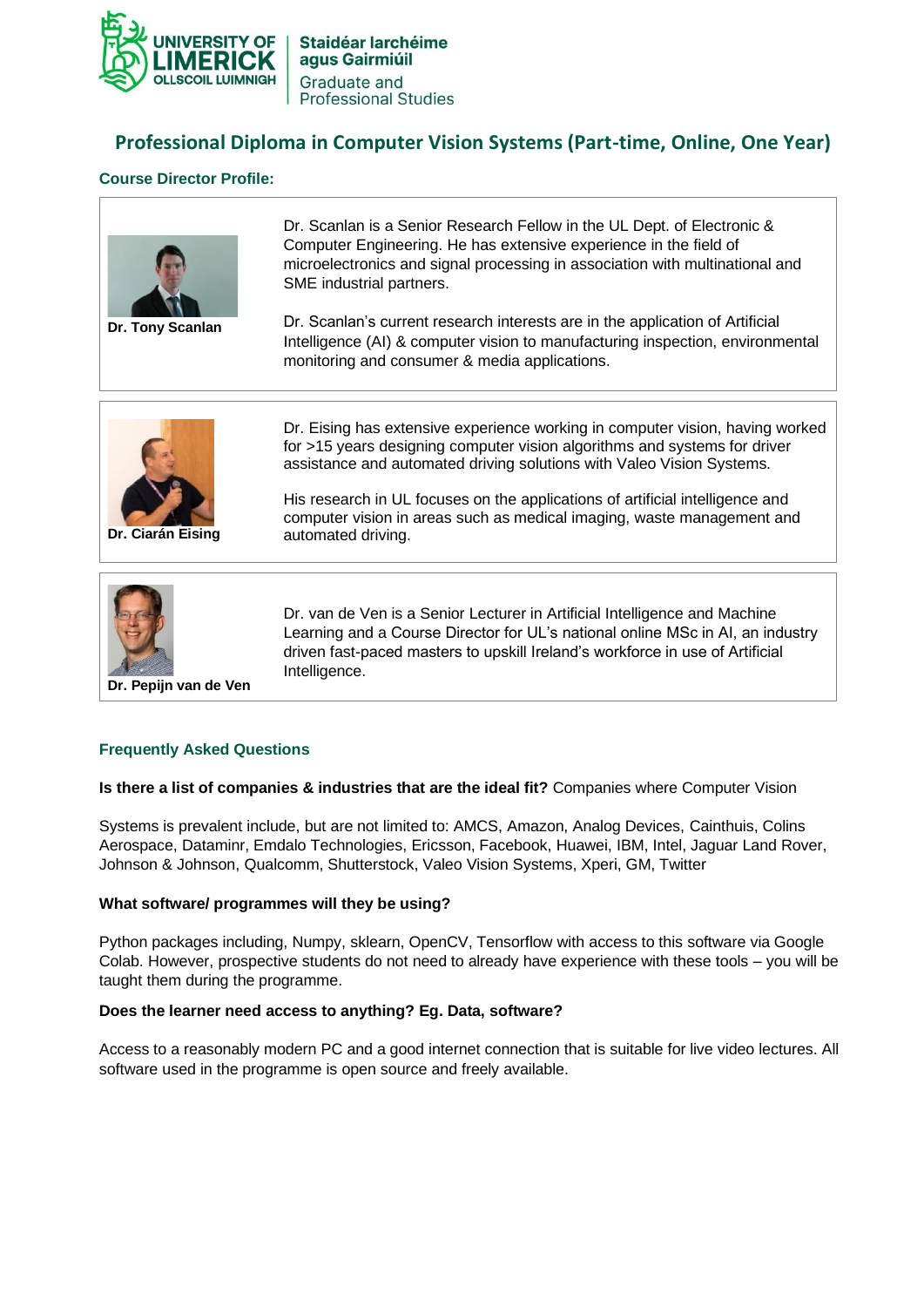# Professional Diploma in Computer Vision Systems (Part-time, Online, One Year)

## Course Director Profile:

| | |
|---|---|
| **Dr. Tony Scanlan** | Dr. Scanlan is a Senior Research Fellow in the UL Dept. of Electronic & Computer Engineering. He has extensive experience in the field of microelectronics and signal processing in association with multinational and SME industrial partners.<br><br>Dr. Scanlan's current research interests are in the application of Artificial Intelligence (AI) & computer vision to manufacturing inspection, environmental monitoring and consumer & media applications. |
| **Dr. Ciarán Eising** | Dr. Eising has extensive experience working in computer vision, having worked for >15 years designing computer vision algorithms and systems for driver assistance and automated driving solutions with Valeo Vision Systems.<br><br>His research in UL focuses on the applications of artificial intelligence and computer vision in areas such as medical imaging, waste management and automated driving. |
| **Dr. Pepijn van de Ven** | Dr. van de Ven is a Senior Lecturer in Artificial Intelligence and Machine Learning and a Course Director for UL's national online MSc in AI, an industry driven fast-paced masters to upskill Ireland's workforce in use of Artificial Intelligence. |

## Frequently Asked Questions

**Is there a list of companies & industries that are the ideal fit?** Companies where Computer Vision

Systems is prevalent include, but are not limited to: AMCS, Amazon, Analog Devices, Cainthuis, Colins Aerospace, Dataminr, Emdalo Technologies, Ericsson, Facebook, Huawei, IBM, Intel, Jaguar Land Rover, Johnson & Johnson, Qualcomm, Shutterstock, Valeo Vision Systems, Xperi, GM, Twitter

**What software/ programmes will they be using?**

Python packages including, Numpy, sklearn, OpenCV, Tensorflow with access to this software via Google Colab. However, prospective students do not need to already have experience with these tools – you will be taught them during the programme.

**Does the learner need access to anything? Eg. Data, software?**

Access to a reasonably modern PC and a good internet connection that is suitable for live video lectures. All software used in the programme is open source and freely available.